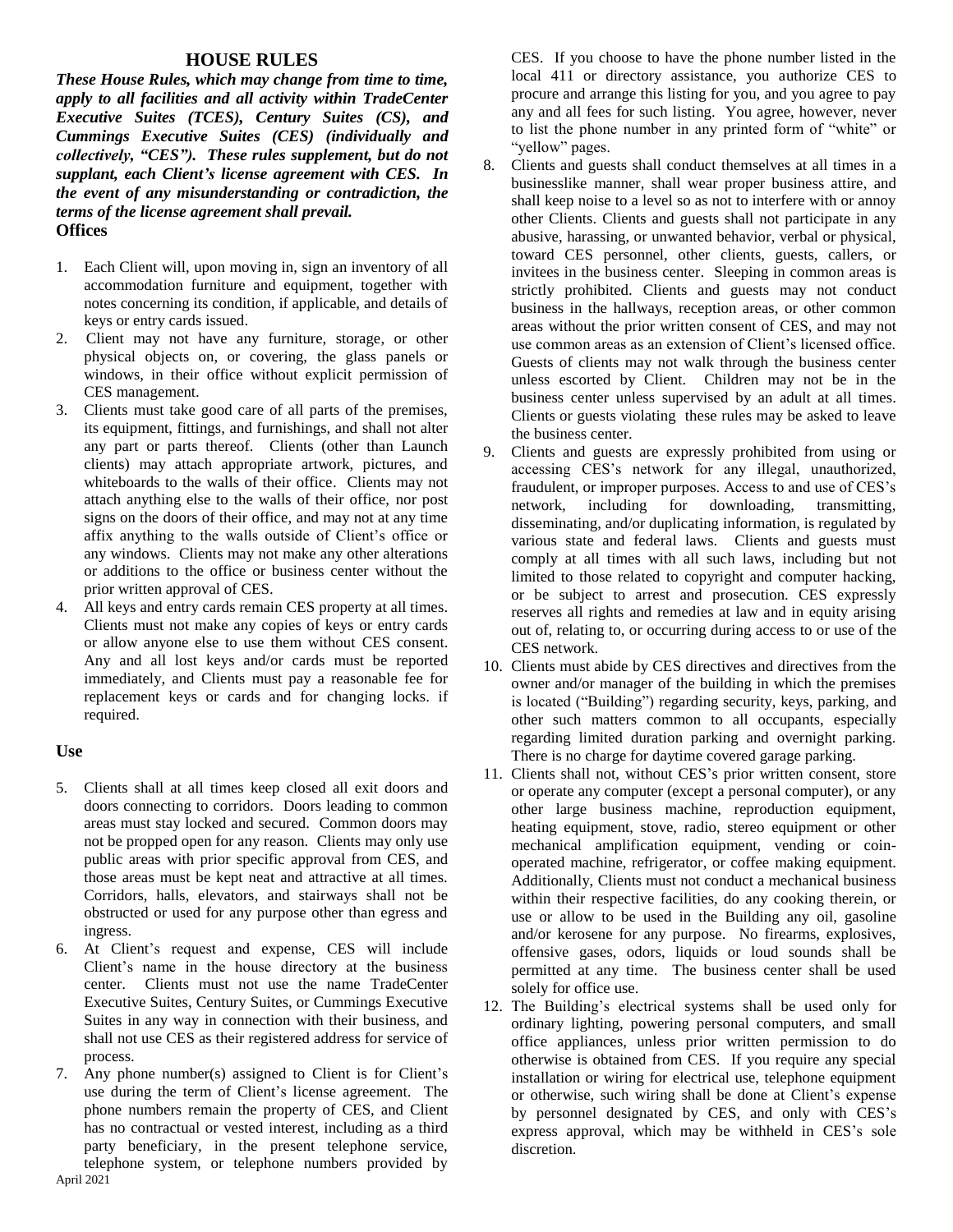# HOUSE RULES

***These House Rules, which may change from time to time, apply to all facilities and all activity within TradeCenter Executive Suites (TCES), Century Suites (CS), and Cummings Executive Suites (CES) (individually and collectively, "CES"). These rules supplement, but do not supplant, each Client's license agreement with CES. In the event of any misunderstanding or contradiction, the terms of the license agreement shall prevail.***

## Offices

1. Each Client will, upon moving in, sign an inventory of all accommodation furniture and equipment, together with notes concerning its condition, if applicable, and details of keys or entry cards issued.
2. Client may not have any furniture, storage, or other physical objects on, or covering, the glass panels or windows, in their office without explicit permission of CES management.
3. Clients must take good care of all parts of the premises, its equipment, fittings, and furnishings, and shall not alter any part or parts thereof. Clients (other than Launch clients) may attach appropriate artwork, pictures, and whiteboards to the walls of their office. Clients may not attach anything else to the walls of their office, nor post signs on the doors of their office, and may not at any time affix anything to the walls outside of Client's office or any windows. Clients may not make any other alterations or additions to the office or business center without the prior written approval of CES.
4. All keys and entry cards remain CES property at all times. Clients must not make any copies of keys or entry cards or allow anyone else to use them without CES consent. Any and all lost keys and/or cards must be reported immediately, and Clients must pay a reasonable fee for replacement keys or cards and for changing locks. if required.

## Use

5. Clients shall at all times keep closed all exit doors and doors connecting to corridors. Doors leading to common areas must stay locked and secured. Common doors may not be propped open for any reason. Clients may only use public areas with prior specific approval from CES, and those areas must be kept neat and attractive at all times. Corridors, halls, elevators, and stairways shall not be obstructed or used for any purpose other than egress and ingress.
6. At Client's request and expense, CES will include Client's name in the house directory at the business center. Clients must not use the name TradeCenter Executive Suites, Century Suites, or Cummings Executive Suites in any way in connection with their business, and shall not use CES as their registered address for service of process.
7. Any phone number(s) assigned to Client is for Client's use during the term of Client's license agreement. The phone numbers remain the property of CES, and Client has no contractual or vested interest, including as a third party beneficiary, in the present telephone service, telephone system, or telephone numbers provided by CES. If you choose to have the phone number listed in the local 411 or directory assistance, you authorize CES to procure and arrange this listing for you, and you agree to pay any and all fees for such listing. You agree, however, never to list the phone number in any printed form of "white" or "yellow" pages.
8. Clients and guests shall conduct themselves at all times in a businesslike manner, shall wear proper business attire, and shall keep noise to a level so as not to interfere with or annoy other Clients. Clients and guests shall not participate in any abusive, harassing, or unwanted behavior, verbal or physical, toward CES personnel, other clients, guests, callers, or invitees in the business center. Sleeping in common areas is strictly prohibited. Clients and guests may not conduct business in the hallways, reception areas, or other common areas without the prior written consent of CES, and may not use common areas as an extension of Client's licensed office. Guests of clients may not walk through the business center unless escorted by Client. Children may not be in the business center unless supervised by an adult at all times. Clients or guests violating these rules may be asked to leave the business center.
9. Clients and guests are expressly prohibited from using or accessing CES's network for any illegal, unauthorized, fraudulent, or improper purposes. Access to and use of CES's network, including for downloading, transmitting, disseminating, and/or duplicating information, is regulated by various state and federal laws. Clients and guests must comply at all times with all such laws, including but not limited to those related to copyright and computer hacking, or be subject to arrest and prosecution. CES expressly reserves all rights and remedies at law and in equity arising out of, relating to, or occurring during access to or use of the CES network.
10. Clients must abide by CES directives and directives from the owner and/or manager of the building in which the premises is located ("Building") regarding security, keys, parking, and other such matters common to all occupants, especially regarding limited duration parking and overnight parking. There is no charge for daytime covered garage parking.
11. Clients shall not, without CES's prior written consent, store or operate any computer (except a personal computer), or any other large business machine, reproduction equipment, heating equipment, stove, radio, stereo equipment or other mechanical amplification equipment, vending or coin-operated machine, refrigerator, or coffee making equipment. Additionally, Clients must not conduct a mechanical business within their respective facilities, do any cooking therein, or use or allow to be used in the Building any oil, gasoline and/or kerosene for any purpose. No firearms, explosives, offensive gases, odors, liquids or loud sounds shall be permitted at any time. The business center shall be used solely for office use.
12. The Building's electrical systems shall be used only for ordinary lighting, powering personal computers, and small office appliances, unless prior written permission to do otherwise is obtained from CES. If you require any special installation or wiring for electrical use, telephone equipment or otherwise, such wiring shall be done at Client's expense by personnel designated by CES, and only with CES's express approval, which may be withheld in CES's sole discretion.

April 2021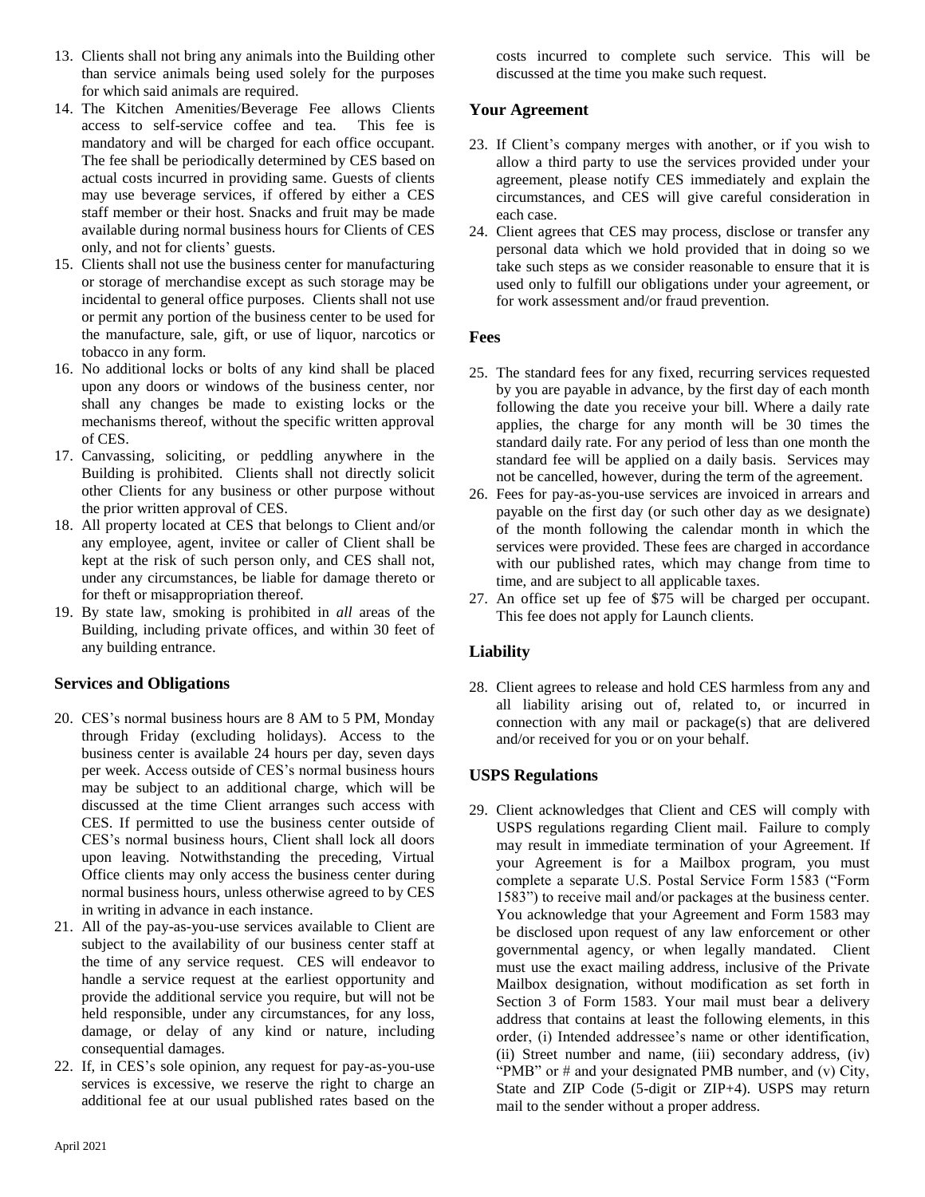13. Clients shall not bring any animals into the Building other than service animals being used solely for the purposes for which said animals are required.
14. The Kitchen Amenities/Beverage Fee allows Clients access to self-service coffee and tea. This fee is mandatory and will be charged for each office occupant. The fee shall be periodically determined by CES based on actual costs incurred in providing same. Guests of clients may use beverage services, if offered by either a CES staff member or their host. Snacks and fruit may be made available during normal business hours for Clients of CES only, and not for clients' guests.
15. Clients shall not use the business center for manufacturing or storage of merchandise except as such storage may be incidental to general office purposes. Clients shall not use or permit any portion of the business center to be used for the manufacture, sale, gift, or use of liquor, narcotics or tobacco in any form.
16. No additional locks or bolts of any kind shall be placed upon any doors or windows of the business center, nor shall any changes be made to existing locks or the mechanisms thereof, without the specific written approval of CES.
17. Canvassing, soliciting, or peddling anywhere in the Building is prohibited. Clients shall not directly solicit other Clients for any business or other purpose without the prior written approval of CES.
18. All property located at CES that belongs to Client and/or any employee, agent, invitee or caller of Client shall be kept at the risk of such person only, and CES shall not, under any circumstances, be liable for damage thereto or for theft or misappropriation thereof.
19. By state law, smoking is prohibited in *all* areas of the Building, including private offices, and within 30 feet of any building entrance.

### Services and Obligations

20. CES's normal business hours are 8 AM to 5 PM, Monday through Friday (excluding holidays). Access to the business center is available 24 hours per day, seven days per week. Access outside of CES's normal business hours may be subject to an additional charge, which will be discussed at the time Client arranges such access with CES. If permitted to use the business center outside of CES's normal business hours, Client shall lock all doors upon leaving. Notwithstanding the preceding, Virtual Office clients may only access the business center during normal business hours, unless otherwise agreed to by CES in writing in advance in each instance.
21. All of the pay-as-you-use services available to Client are subject to the availability of our business center staff at the time of any service request. CES will endeavor to handle a service request at the earliest opportunity and provide the additional service you require, but will not be held responsible, under any circumstances, for any loss, damage, or delay of any kind or nature, including consequential damages.
22. If, in CES's sole opinion, any request for pay-as-you-use services is excessive, we reserve the right to charge an additional fee at our usual published rates based on the costs incurred to complete such service. This will be discussed at the time you make such request.

### Your Agreement

23. If Client's company merges with another, or if you wish to allow a third party to use the services provided under your agreement, please notify CES immediately and explain the circumstances, and CES will give careful consideration in each case.
24. Client agrees that CES may process, disclose or transfer any personal data which we hold provided that in doing so we take such steps as we consider reasonable to ensure that it is used only to fulfill our obligations under your agreement, or for work assessment and/or fraud prevention.

### Fees

25. The standard fees for any fixed, recurring services requested by you are payable in advance, by the first day of each month following the date you receive your bill. Where a daily rate applies, the charge for any month will be 30 times the standard daily rate. For any period of less than one month the standard fee will be applied on a daily basis. Services may not be cancelled, however, during the term of the agreement.
26. Fees for pay-as-you-use services are invoiced in arrears and payable on the first day (or such other day as we designate) of the month following the calendar month in which the services were provided. These fees are charged in accordance with our published rates, which may change from time to time, and are subject to all applicable taxes.
27. An office set up fee of $75 will be charged per occupant. This fee does not apply for Launch clients.

### Liability

28. Client agrees to release and hold CES harmless from any and all liability arising out of, related to, or incurred in connection with any mail or package(s) that are delivered and/or received for you or on your behalf.

### USPS Regulations

29. Client acknowledges that Client and CES will comply with USPS regulations regarding Client mail. Failure to comply may result in immediate termination of your Agreement. If your Agreement is for a Mailbox program, you must complete a separate U.S. Postal Service Form 1583 ("Form 1583") to receive mail and/or packages at the business center. You acknowledge that your Agreement and Form 1583 may be disclosed upon request of any law enforcement or other governmental agency, or when legally mandated. Client must use the exact mailing address, inclusive of the Private Mailbox designation, without modification as set forth in Section 3 of Form 1583. Your mail must bear a delivery address that contains at least the following elements, in this order, (i) Intended addressee's name or other identification, (ii) Street number and name, (iii) secondary address, (iv) "PMB" or # and your designated PMB number, and (v) City, State and ZIP Code (5-digit or ZIP+4). USPS may return mail to the sender without a proper address.

April 2021